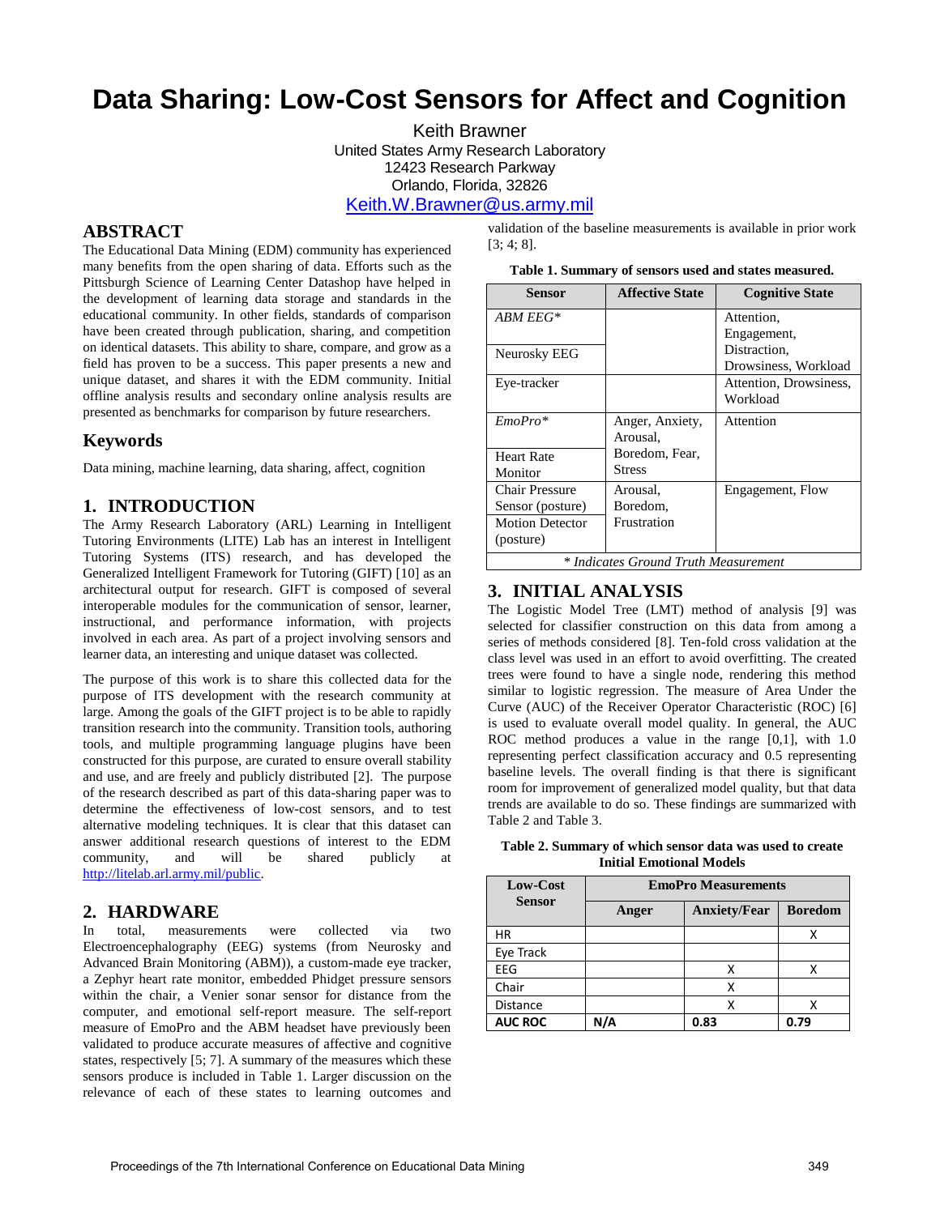# Data Sharing: Low-Cost Sensors for Affect and Cognition

Keith Brawner
United States Army Research Laboratory
12423 Research Parkway
Orlando, Florida, 32826
Keith.W.Brawner@us.army.mil

## ABSTRACT

The Educational Data Mining (EDM) community has experienced many benefits from the open sharing of data. Efforts such as the Pittsburgh Science of Learning Center Datashop have helped in the development of learning data storage and standards in the educational community. In other fields, standards of comparison have been created through publication, sharing, and competition on identical datasets. This ability to share, compare, and grow as a field has proven to be a success. This paper presents a new and unique dataset, and shares it with the EDM community. Initial offline analysis results and secondary online analysis results are presented as benchmarks for comparison by future researchers.

## Keywords

Data mining, machine learning, data sharing, affect, cognition

## 1. INTRODUCTION

The Army Research Laboratory (ARL) Learning in Intelligent Tutoring Environments (LITE) Lab has an interest in Intelligent Tutoring Systems (ITS) research, and has developed the Generalized Intelligent Framework for Tutoring (GIFT) [10] as an architectural output for research. GIFT is composed of several interoperable modules for the communication of sensor, learner, instructional, and performance information, with projects involved in each area. As part of a project involving sensors and learner data, an interesting and unique dataset was collected.

The purpose of this work is to share this collected data for the purpose of ITS development with the research community at large. Among the goals of the GIFT project is to be able to rapidly transition research into the community. Transition tools, authoring tools, and multiple programming language plugins have been constructed for this purpose, are curated to ensure overall stability and use, and are freely and publicly distributed [2]. The purpose of the research described as part of this data-sharing paper was to determine the effectiveness of low-cost sensors, and to test alternative modeling techniques. It is clear that this dataset can answer additional research questions of interest to the EDM community, and will be shared publicly at http://litelab.arl.army.mil/public.

## 2. HARDWARE

In total, measurements were collected via two Electroencephalography (EEG) systems (from Neurosky and Advanced Brain Monitoring (ABM)), a custom-made eye tracker, a Zephyr heart rate monitor, embedded Phidget pressure sensors within the chair, a Venier sonar sensor for distance from the computer, and emotional self-report measure. The self-report measure of EmoPro and the ABM headset have previously been validated to produce accurate measures of affective and cognitive states, respectively [5; 7]. A summary of the measures which these sensors produce is included in Table 1. Larger discussion on the relevance of each of these states to learning outcomes and validation of the baseline measurements is available in prior work [3; 4; 8].

**Table 1. Summary of sensors used and states measured.**

| Sensor | Affective State | Cognitive State |
|---|---|---|
| *ABM EEG** | | Attention, Engagement, Distraction, Drowsiness, Workload |
| Neurosky EEG | | |
| Eye-tracker | | Attention, Drowsiness, Workload |
| *EmoPro** | Anger, Anxiety, Arousal, Boredom, Fear, Stress | Attention |
| Heart Rate Monitor | | |
| Chair Pressure Sensor (posture) | Arousal, Boredom, Frustration | Engagement, Flow |
| Motion Detector (posture) | | |

*\* Indicates Ground Truth Measurement*

## 3. INITIAL ANALYSIS

The Logistic Model Tree (LMT) method of analysis [9] was selected for classifier construction on this data from among a series of methods considered [8]. Ten-fold cross validation at the class level was used in an effort to avoid overfitting. The created trees were found to have a single node, rendering this method similar to logistic regression. The measure of Area Under the Curve (AUC) of the Receiver Operator Characteristic (ROC) [6] is used to evaluate overall model quality. In general, the AUC ROC method produces a value in the range [0,1], with 1.0 representing perfect classification accuracy and 0.5 representing baseline levels. The overall finding is that there is significant room for improvement of generalized model quality, but that data trends are available to do so. These findings are summarized with Table 2 and Table 3.

**Table 2. Summary of which sensor data was used to create Initial Emotional Models**

| Low-Cost Sensor | EmoPro Measurements | | |
|---|---|---|---|
| | Anger | Anxiety/Fear | Boredom |
| HR | | | X |
| Eye Track | | | |
| EEG | | X | X |
| Chair | | X | |
| Distance | | X | X |
| **AUC ROC** | **N/A** | **0.83** | **0.79** |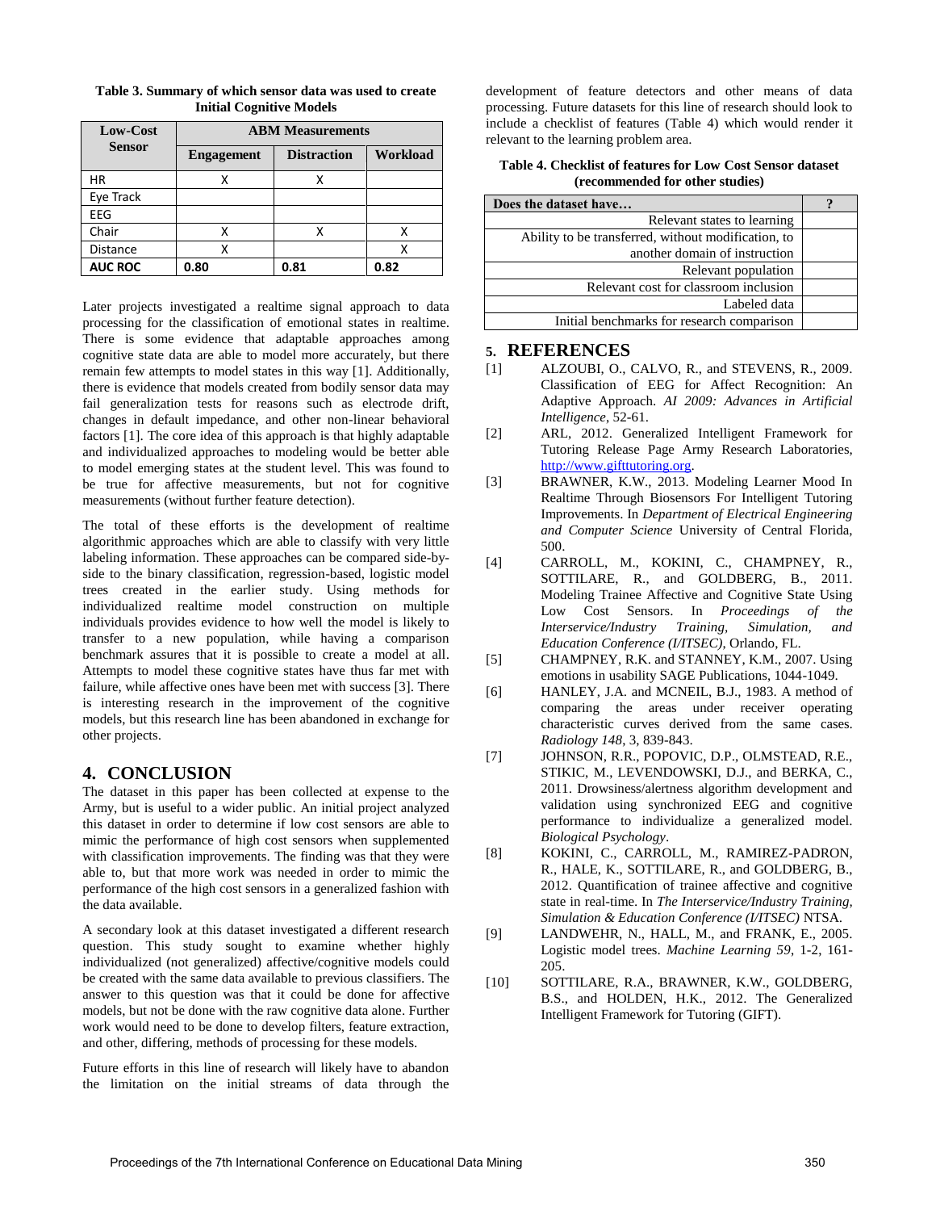**Table 3. Summary of which sensor data was used to create Initial Cognitive Models**

| Low-Cost Sensor | ABM Measurements | | |
|---|---|---|---|
| | Engagement | Distraction | Workload |
| HR | X | X | |
| Eye Track | | | |
| EEG | | | |
| Chair | X | X | X |
| Distance | X | | X |
| **AUC ROC** | **0.80** | **0.81** | **0.82** |

Later projects investigated a realtime signal approach to data processing for the classification of emotional states in realtime. There is some evidence that adaptable approaches among cognitive state data are able to model more accurately, but there remain few attempts to model states in this way [1]. Additionally, there is evidence that models created from bodily sensor data may fail generalization tests for reasons such as electrode drift, changes in default impedance, and other non-linear behavioral factors [1]. The core idea of this approach is that highly adaptable and individualized approaches to modeling would be better able to model emerging states at the student level. This was found to be true for affective measurements, but not for cognitive measurements (without further feature detection).

The total of these efforts is the development of realtime algorithmic approaches which are able to classify with very little labeling information. These approaches can be compared side-by-side to the binary classification, regression-based, logistic model trees created in the earlier study. Using methods for individualized realtime model construction on multiple individuals provides evidence to how well the model is likely to transfer to a new population, while having a comparison benchmark assures that it is possible to create a model at all. Attempts to model these cognitive states have thus far met with failure, while affective ones have been met with success [3]. There is interesting research in the improvement of the cognitive models, but this research line has been abandoned in exchange for other projects.

# 4. CONCLUSION

The dataset in this paper has been collected at expense to the Army, but is useful to a wider public. An initial project analyzed this dataset in order to determine if low cost sensors are able to mimic the performance of high cost sensors when supplemented with classification improvements. The finding was that they were able to, but that more work was needed in order to mimic the performance of the high cost sensors in a generalized fashion with the data available.

A secondary look at this dataset investigated a different research question. This study sought to examine whether highly individualized (not generalized) affective/cognitive models could be created with the same data available to previous classifiers. The answer to this question was that it could be done for affective models, but not be done with the raw cognitive data alone. Further work would need to be done to develop filters, feature extraction, and other, differing, methods of processing for these models.

Future efforts in this line of research will likely have to abandon the limitation on the initial streams of data through the development of feature detectors and other means of data processing. Future datasets for this line of research should look to include a checklist of features (Table 4) which would render it relevant to the learning problem area.

**Table 4. Checklist of features for Low Cost Sensor dataset (recommended for other studies)**

| Does the dataset have… | ? |
|---|---|
| Relevant states to learning | |
| Ability to be transferred, without modification, to another domain of instruction | |
| Relevant population | |
| Relevant cost for classroom inclusion | |
| Labeled data | |
| Initial benchmarks for research comparison | |

# 5. REFERENCES

[1] ALZOUBI, O., CALVO, R., and STEVENS, R., 2009. Classification of EEG for Affect Recognition: An Adaptive Approach. *AI 2009: Advances in Artificial Intelligence*, 52-61.

[2] ARL, 2012. Generalized Intelligent Framework for Tutoring Release Page Army Research Laboratories, http://www.gifttutoring.org.

[3] BRAWNER, K.W., 2013. Modeling Learner Mood In Realtime Through Biosensors For Intelligent Tutoring Improvements. In *Department of Electrical Engineering and Computer Science* University of Central Florida, 500.

[4] CARROLL, M., KOKINI, C., CHAMPNEY, R., SOTTILARE, R., and GOLDBERG, B., 2011. Modeling Trainee Affective and Cognitive State Using Low Cost Sensors. In *Proceedings of the Interservice/Industry Training, Simulation, and Education Conference (I/ITSEC)*, Orlando, FL.

[5] CHAMPNEY, R.K. and STANNEY, K.M., 2007. Using emotions in usability SAGE Publications, 1044-1049.

[6] HANLEY, J.A. and MCNEIL, B.J., 1983. A method of comparing the areas under receiver operating characteristic curves derived from the same cases. *Radiology 148*, 3, 839-843.

[7] JOHNSON, R.R., POPOVIC, D.P., OLMSTEAD, R.E., STIKIC, M., LEVENDOWSKI, D.J., and BERKA, C., 2011. Drowsiness/alertness algorithm development and validation using synchronized EEG and cognitive performance to individualize a generalized model. *Biological Psychology*.

[8] KOKINI, C., CARROLL, M., RAMIREZ-PADRON, R., HALE, K., SOTTILARE, R., and GOLDBERG, B., 2012. Quantification of trainee affective and cognitive state in real-time. In *The Interservice/Industry Training, Simulation & Education Conference (I/ITSEC)* NTSA.

[9] LANDWEHR, N., HALL, M., and FRANK, E., 2005. Logistic model trees. *Machine Learning 59*, 1-2, 161-205.

[10] SOTTILARE, R.A., BRAWNER, K.W., GOLDBERG, B.S., and HOLDEN, H.K., 2012. The Generalized Intelligent Framework for Tutoring (GIFT).